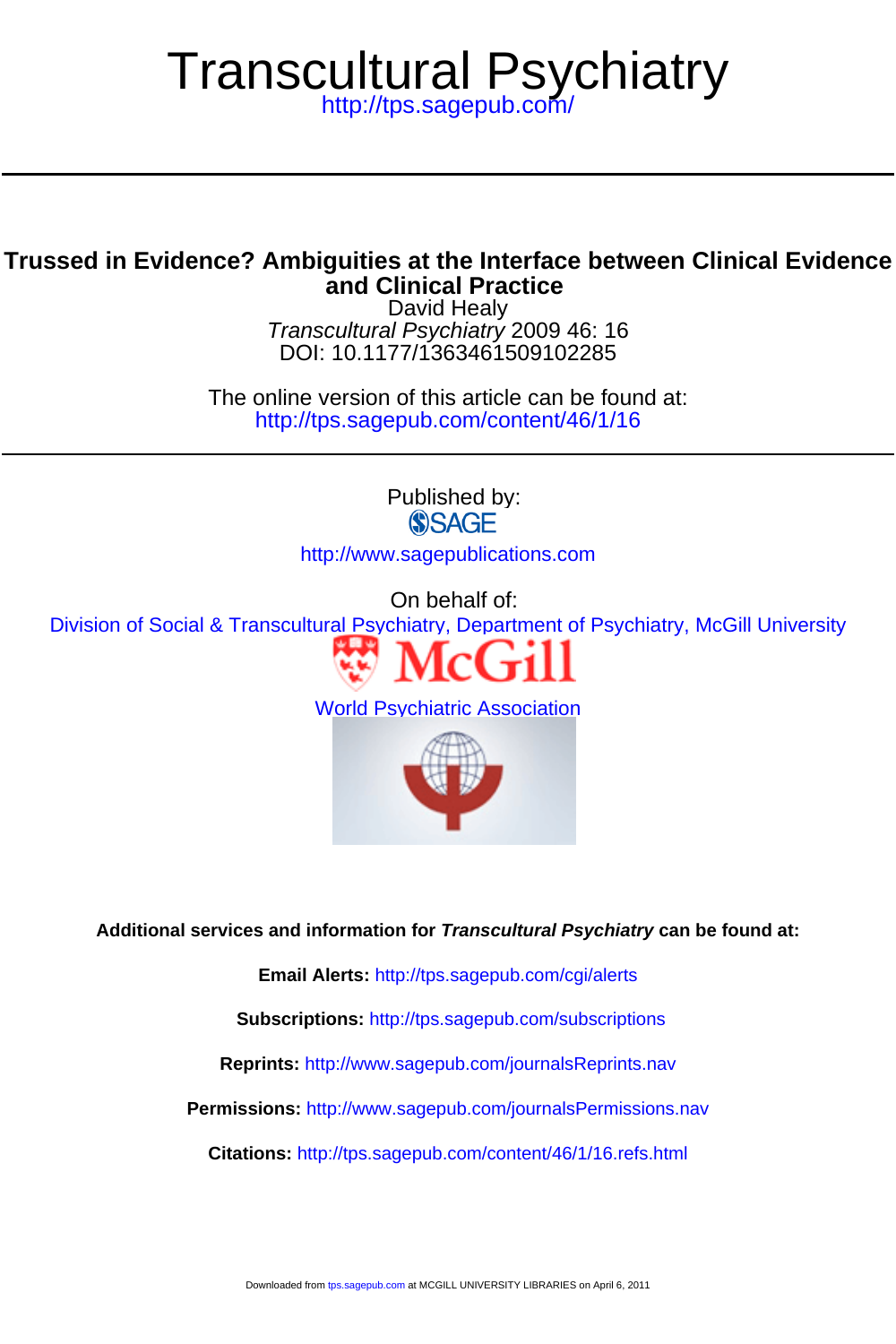# Transcultural Psychiatry

http://tps.sagepub.com/

## Trussed in Evidence? Ambiguities at the Interface between Clinical Evidence and Clinical Practice

David Healy

*Transcultural Psychiatry* 2009 46: 16

DOI: 10.1177/1363461509102285

The online version of this article can be found at:

http://tps.sagepub.com/content/46/1/16

Published by:

SAGE

http://www.sagepublications.com

On behalf of:

Division of Social & Transcultural Psychiatry, Department of Psychiatry, McGill University

McGill

World Psychiatric Association

**Additional services and information for *Transcultural Psychiatry* can be found at:**

**Email Alerts:** http://tps.sagepub.com/cgi/alerts

**Subscriptions:** http://tps.sagepub.com/subscriptions

**Reprints:** http://www.sagepub.com/journalsReprints.nav

**Permissions:** http://www.sagepub.com/journalsPermissions.nav

**Citations:** http://tps.sagepub.com/content/46/1/16.refs.html

Downloaded from tps.sagepub.com at MCGILL UNIVERSITY LIBRARIES on April 6, 2011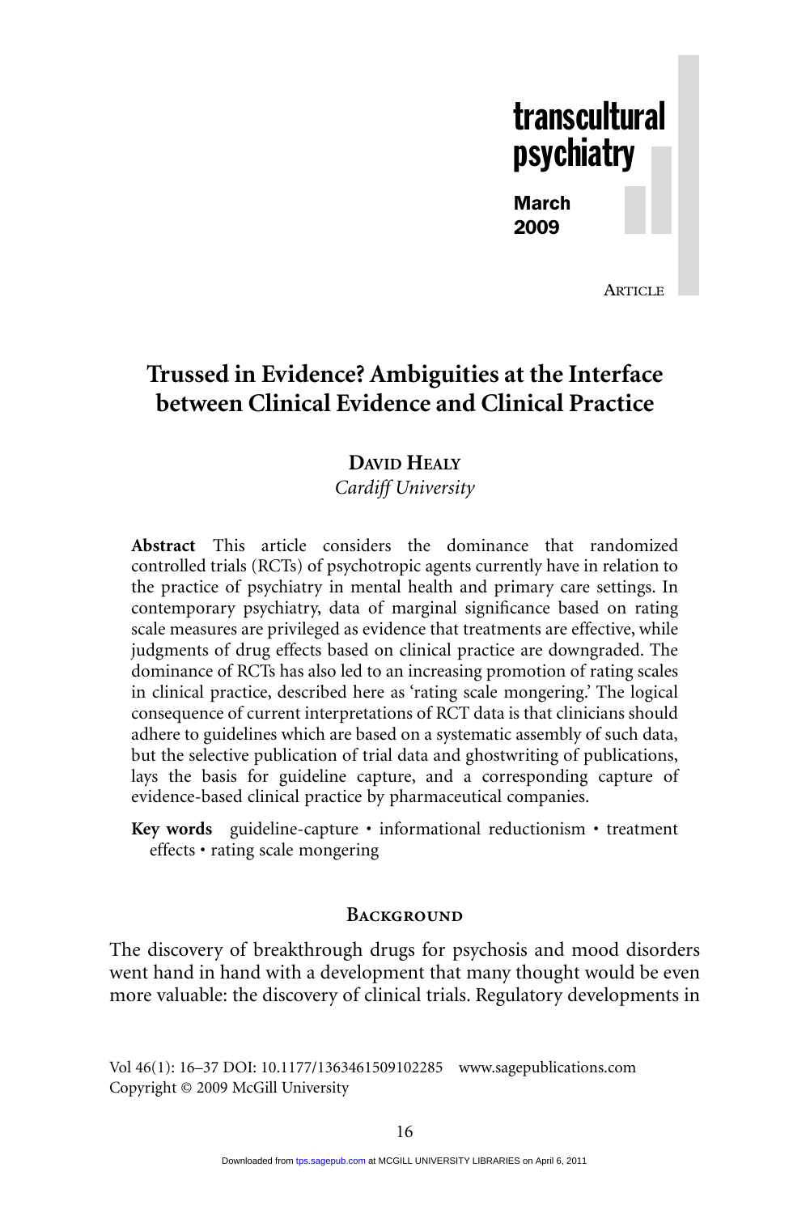# Trussed in Evidence? Ambiguities at the Interface between Clinical Evidence and Clinical Practice

**David Healy**

*Cardiff University*

**Abstract** This article considers the dominance that randomized controlled trials (RCTs) of psychotropic agents currently have in relation to the practice of psychiatry in mental health and primary care settings. In contemporary psychiatry, data of marginal significance based on rating scale measures are privileged as evidence that treatments are effective, while judgments of drug effects based on clinical practice are downgraded. The dominance of RCTs has also led to an increasing promotion of rating scales in clinical practice, described here as 'rating scale mongering.' The logical consequence of current interpretations of RCT data is that clinicians should adhere to guidelines which are based on a systematic assembly of such data, but the selective publication of trial data and ghostwriting of publications, lays the basis for guideline capture, and a corresponding capture of evidence-based clinical practice by pharmaceutical companies.

**Key words** guideline-capture • informational reductionism • treatment effects • rating scale mongering

## Background

The discovery of breakthrough drugs for psychosis and mood disorders went hand in hand with a development that many thought would be even more valuable: the discovery of clinical trials. Regulatory developments in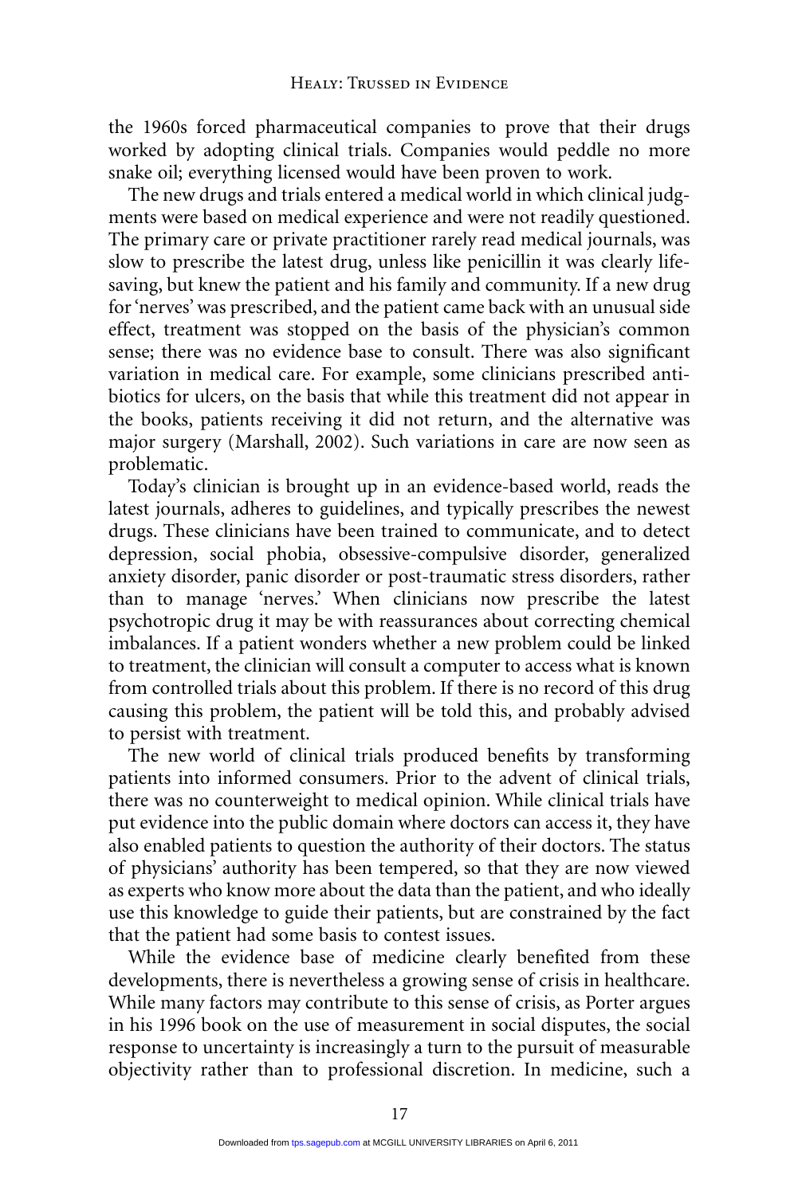the 1960s forced pharmaceutical companies to prove that their drugs worked by adopting clinical trials. Companies would peddle no more snake oil; everything licensed would have been proven to work.

The new drugs and trials entered a medical world in which clinical judgments were based on medical experience and were not readily questioned. The primary care or private practitioner rarely read medical journals, was slow to prescribe the latest drug, unless like penicillin it was clearly life-saving, but knew the patient and his family and community. If a new drug for 'nerves' was prescribed, and the patient came back with an unusual side effect, treatment was stopped on the basis of the physician's common sense; there was no evidence base to consult. There was also significant variation in medical care. For example, some clinicians prescribed antibiotics for ulcers, on the basis that while this treatment did not appear in the books, patients receiving it did not return, and the alternative was major surgery (Marshall, 2002). Such variations in care are now seen as problematic.

Today's clinician is brought up in an evidence-based world, reads the latest journals, adheres to guidelines, and typically prescribes the newest drugs. These clinicians have been trained to communicate, and to detect depression, social phobia, obsessive-compulsive disorder, generalized anxiety disorder, panic disorder or post-traumatic stress disorders, rather than to manage 'nerves.' When clinicians now prescribe the latest psychotropic drug it may be with reassurances about correcting chemical imbalances. If a patient wonders whether a new problem could be linked to treatment, the clinician will consult a computer to access what is known from controlled trials about this problem. If there is no record of this drug causing this problem, the patient will be told this, and probably advised to persist with treatment.

The new world of clinical trials produced benefits by transforming patients into informed consumers. Prior to the advent of clinical trials, there was no counterweight to medical opinion. While clinical trials have put evidence into the public domain where doctors can access it, they have also enabled patients to question the authority of their doctors. The status of physicians' authority has been tempered, so that they are now viewed as experts who know more about the data than the patient, and who ideally use this knowledge to guide their patients, but are constrained by the fact that the patient had some basis to contest issues.

While the evidence base of medicine clearly benefited from these developments, there is nevertheless a growing sense of crisis in healthcare. While many factors may contribute to this sense of crisis, as Porter argues in his 1996 book on the use of measurement in social disputes, the social response to uncertainty is increasingly a turn to the pursuit of measurable objectivity rather than to professional discretion. In medicine, such a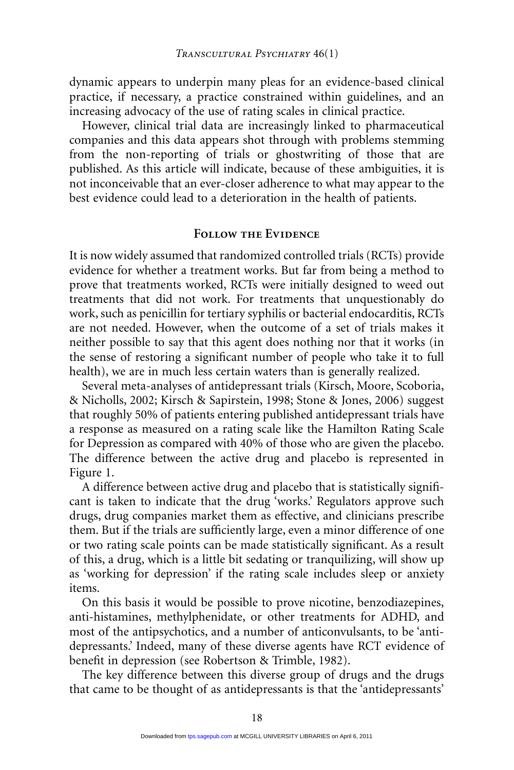dynamic appears to underpin many pleas for an evidence-based clinical practice, if necessary, a practice constrained within guidelines, and an increasing advocacy of the use of rating scales in clinical practice.

However, clinical trial data are increasingly linked to pharmaceutical companies and this data appears shot through with problems stemming from the non-reporting of trials or ghostwriting of those that are published. As this article will indicate, because of these ambiguities, it is not inconceivable that an ever-closer adherence to what may appear to the best evidence could lead to a deterioration in the health of patients.

## Follow the Evidence

It is now widely assumed that randomized controlled trials (RCTs) provide evidence for whether a treatment works. But far from being a method to prove that treatments worked, RCTs were initially designed to weed out treatments that did not work. For treatments that unquestionably do work, such as penicillin for tertiary syphilis or bacterial endocarditis, RCTs are not needed. However, when the outcome of a set of trials makes it neither possible to say that this agent does nothing nor that it works (in the sense of restoring a significant number of people who take it to full health), we are in much less certain waters than is generally realized.

Several meta-analyses of antidepressant trials (Kirsch, Moore, Scoboria, & Nicholls, 2002; Kirsch & Sapirstein, 1998; Stone & Jones, 2006) suggest that roughly 50% of patients entering published antidepressant trials have a response as measured on a rating scale like the Hamilton Rating Scale for Depression as compared with 40% of those who are given the placebo. The difference between the active drug and placebo is represented in Figure 1.

A difference between active drug and placebo that is statistically significant is taken to indicate that the drug 'works.' Regulators approve such drugs, drug companies market them as effective, and clinicians prescribe them. But if the trials are sufficiently large, even a minor difference of one or two rating scale points can be made statistically significant. As a result of this, a drug, which is a little bit sedating or tranquilizing, will show up as 'working for depression' if the rating scale includes sleep or anxiety items.

On this basis it would be possible to prove nicotine, benzodiazepines, anti-histamines, methylphenidate, or other treatments for ADHD, and most of the antipsychotics, and a number of anticonvulsants, to be 'antidepressants.' Indeed, many of these diverse agents have RCT evidence of benefit in depression (see Robertson & Trimble, 1982).

The key difference between this diverse group of drugs and the drugs that came to be thought of as antidepressants is that the 'antidepressants'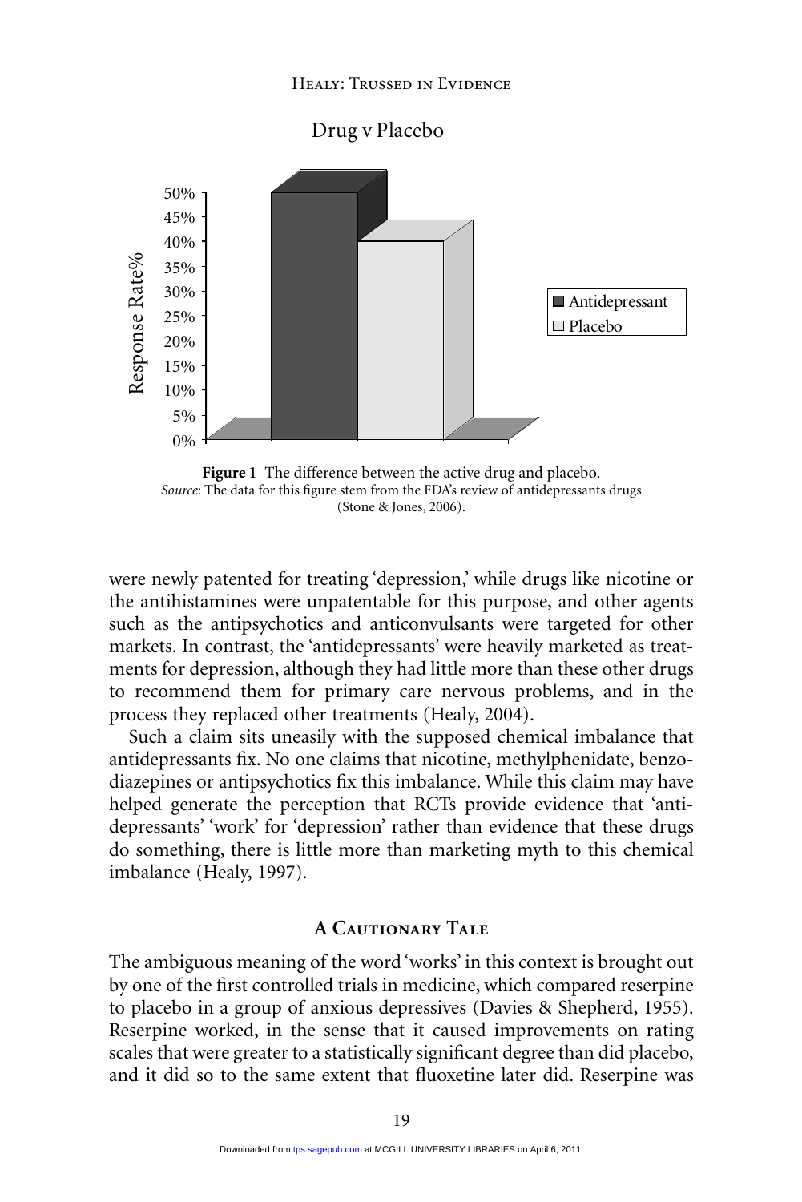Drug v Placebo

**Figure 1** The difference between the active drug and placebo.
*Source*: The data for this figure stem from the FDA's review of antidepressants drugs (Stone & Jones, 2006).

were newly patented for treating 'depression,' while drugs like nicotine or the antihistamines were unpatentable for this purpose, and other agents such as the antipsychotics and anticonvulsants were targeted for other markets. In contrast, the 'antidepressants' were heavily marketed as treatments for depression, although they had little more than these other drugs to recommend them for primary care nervous problems, and in the process they replaced other treatments (Healy, 2004).

Such a claim sits uneasily with the supposed chemical imbalance that antidepressants fix. No one claims that nicotine, methylphenidate, benzodiazepines or antipsychotics fix this imbalance. While this claim may have helped generate the perception that RCTs provide evidence that 'antidepressants' 'work' for 'depression' rather than evidence that these drugs do something, there is little more than marketing myth to this chemical imbalance (Healy, 1997).

## A Cautionary Tale

The ambiguous meaning of the word 'works' in this context is brought out by one of the first controlled trials in medicine, which compared reserpine to placebo in a group of anxious depressives (Davies & Shepherd, 1955). Reserpine worked, in the sense that it caused improvements on rating scales that were greater to a statistically significant degree than did placebo, and it did so to the same extent that fluoxetine later did. Reserpine was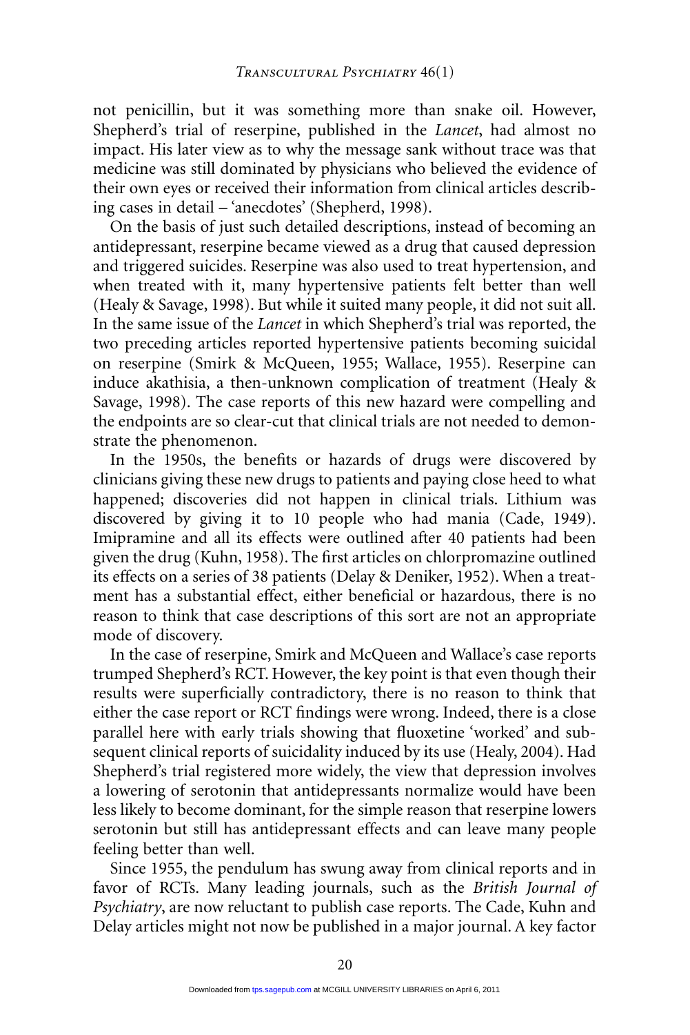not penicillin, but it was something more than snake oil. However, Shepherd's trial of reserpine, published in the *Lancet*, had almost no impact. His later view as to why the message sank without trace was that medicine was still dominated by physicians who believed the evidence of their own eyes or received their information from clinical articles describing cases in detail – 'anecdotes' (Shepherd, 1998).

On the basis of just such detailed descriptions, instead of becoming an antidepressant, reserpine became viewed as a drug that caused depression and triggered suicides. Reserpine was also used to treat hypertension, and when treated with it, many hypertensive patients felt better than well (Healy & Savage, 1998). But while it suited many people, it did not suit all. In the same issue of the *Lancet* in which Shepherd's trial was reported, the two preceding articles reported hypertensive patients becoming suicidal on reserpine (Smirk & McQueen, 1955; Wallace, 1955). Reserpine can induce akathisia, a then-unknown complication of treatment (Healy & Savage, 1998). The case reports of this new hazard were compelling and the endpoints are so clear-cut that clinical trials are not needed to demonstrate the phenomenon.

In the 1950s, the benefits or hazards of drugs were discovered by clinicians giving these new drugs to patients and paying close heed to what happened; discoveries did not happen in clinical trials. Lithium was discovered by giving it to 10 people who had mania (Cade, 1949). Imipramine and all its effects were outlined after 40 patients had been given the drug (Kuhn, 1958). The first articles on chlorpromazine outlined its effects on a series of 38 patients (Delay & Deniker, 1952). When a treatment has a substantial effect, either beneficial or hazardous, there is no reason to think that case descriptions of this sort are not an appropriate mode of discovery.

In the case of reserpine, Smirk and McQueen and Wallace's case reports trumped Shepherd's RCT. However, the key point is that even though their results were superficially contradictory, there is no reason to think that either the case report or RCT findings were wrong. Indeed, there is a close parallel here with early trials showing that fluoxetine 'worked' and subsequent clinical reports of suicidality induced by its use (Healy, 2004). Had Shepherd's trial registered more widely, the view that depression involves a lowering of serotonin that antidepressants normalize would have been less likely to become dominant, for the simple reason that reserpine lowers serotonin but still has antidepressant effects and can leave many people feeling better than well.

Since 1955, the pendulum has swung away from clinical reports and in favor of RCTs. Many leading journals, such as the *British Journal of Psychiatry*, are now reluctant to publish case reports. The Cade, Kuhn and Delay articles might not now be published in a major journal. A key factor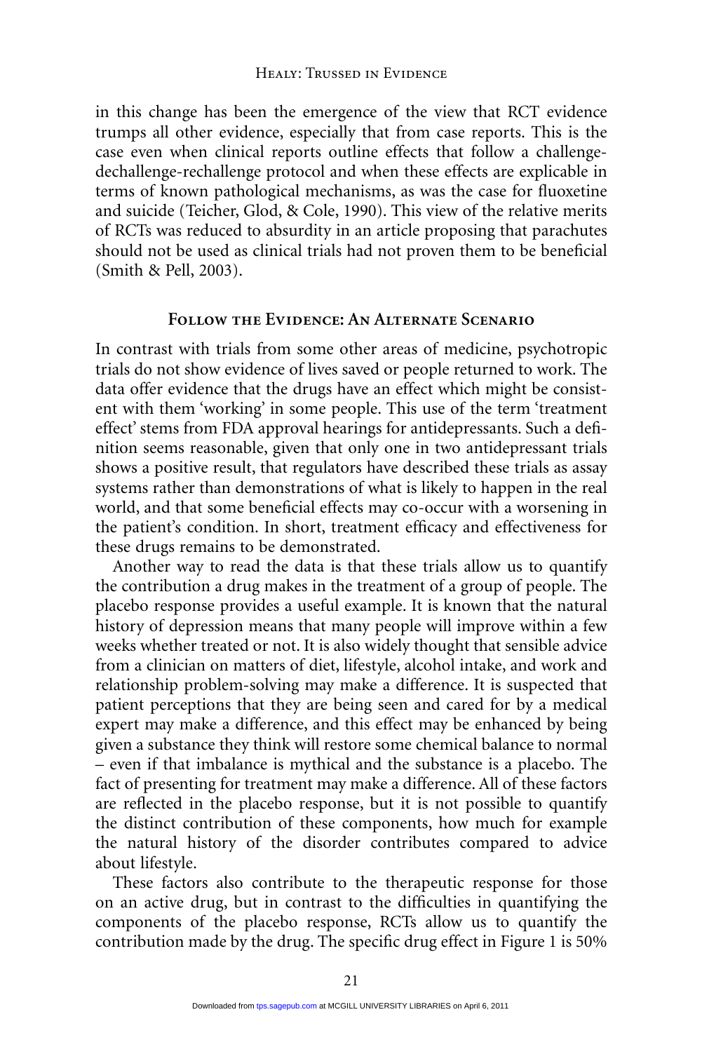in this change has been the emergence of the view that RCT evidence trumps all other evidence, especially that from case reports. This is the case even when clinical reports outline effects that follow a challenge-dechallenge-rechallenge protocol and when these effects are explicable in terms of known pathological mechanisms, as was the case for fluoxetine and suicide (Teicher, Glod, & Cole, 1990). This view of the relative merits of RCTs was reduced to absurdity in an article proposing that parachutes should not be used as clinical trials had not proven them to be beneficial (Smith & Pell, 2003).

## Follow the Evidence: An Alternate Scenario

In contrast with trials from some other areas of medicine, psychotropic trials do not show evidence of lives saved or people returned to work. The data offer evidence that the drugs have an effect which might be consistent with them 'working' in some people. This use of the term 'treatment effect' stems from FDA approval hearings for antidepressants. Such a definition seems reasonable, given that only one in two antidepressant trials shows a positive result, that regulators have described these trials as assay systems rather than demonstrations of what is likely to happen in the real world, and that some beneficial effects may co-occur with a worsening in the patient's condition. In short, treatment efficacy and effectiveness for these drugs remains to be demonstrated.

Another way to read the data is that these trials allow us to quantify the contribution a drug makes in the treatment of a group of people. The placebo response provides a useful example. It is known that the natural history of depression means that many people will improve within a few weeks whether treated or not. It is also widely thought that sensible advice from a clinician on matters of diet, lifestyle, alcohol intake, and work and relationship problem-solving may make a difference. It is suspected that patient perceptions that they are being seen and cared for by a medical expert may make a difference, and this effect may be enhanced by being given a substance they think will restore some chemical balance to normal – even if that imbalance is mythical and the substance is a placebo. The fact of presenting for treatment may make a difference. All of these factors are reflected in the placebo response, but it is not possible to quantify the distinct contribution of these components, how much for example the natural history of the disorder contributes compared to advice about lifestyle.

These factors also contribute to the therapeutic response for those on an active drug, but in contrast to the difficulties in quantifying the components of the placebo response, RCTs allow us to quantify the contribution made by the drug. The specific drug effect in Figure 1 is 50%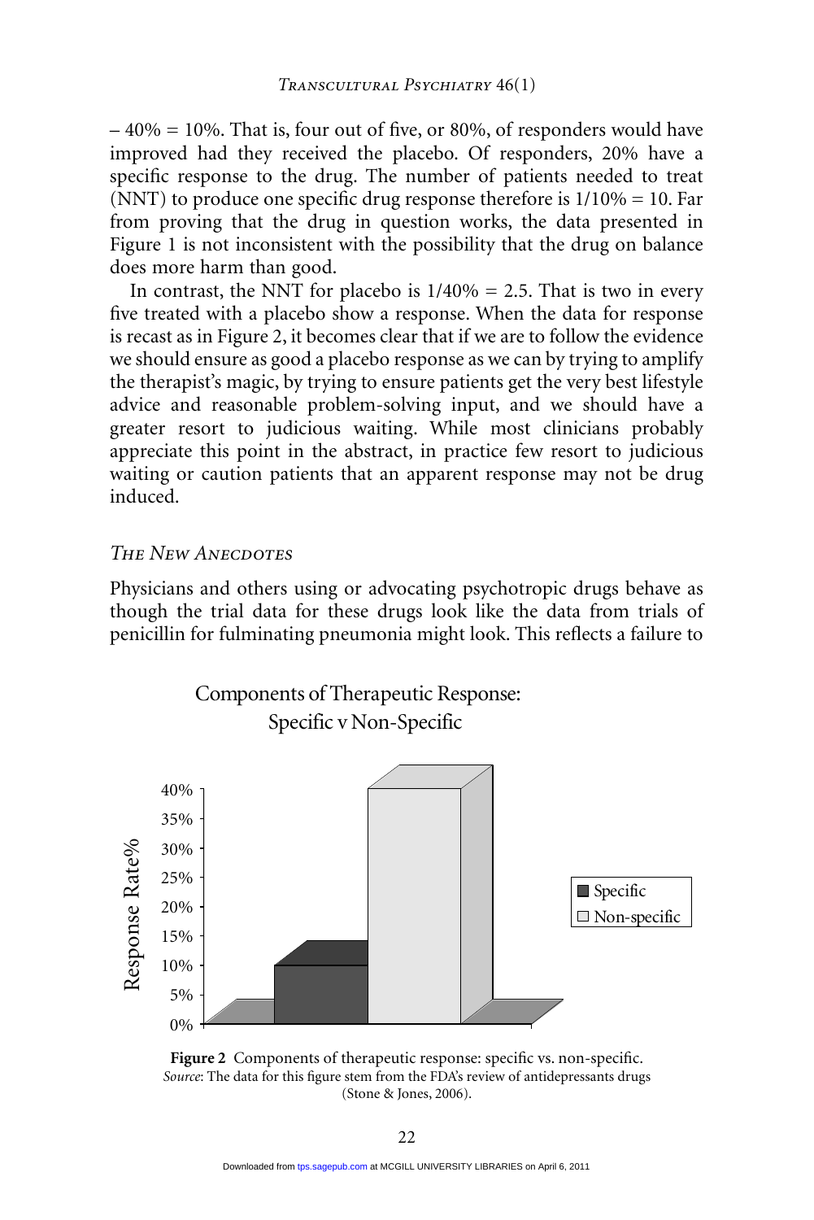– 40% = 10%. That is, four out of five, or 80%, of responders would have improved had they received the placebo. Of responders, 20% have a specific response to the drug. The number of patients needed to treat (NNT) to produce one specific drug response therefore is 1/10% = 10. Far from proving that the drug in question works, the data presented in Figure 1 is not inconsistent with the possibility that the drug on balance does more harm than good.

In contrast, the NNT for placebo is 1/40% = 2.5. That is two in every five treated with a placebo show a response. When the data for response is recast as in Figure 2, it becomes clear that if we are to follow the evidence we should ensure as good a placebo response as we can by trying to amplify the therapist's magic, by trying to ensure patients get the very best lifestyle advice and reasonable problem-solving input, and we should have a greater resort to judicious waiting. While most clinicians probably appreciate this point in the abstract, in practice few resort to judicious waiting or caution patients that an apparent response may not be drug induced.

### *The New Anecdotes*

Physicians and others using or advocating psychotropic drugs behave as though the trial data for these drugs look like the data from trials of penicillin for fulminating pneumonia might look. This reflects a failure to

**Figure 2** Components of therapeutic response: specific vs. non-specific.
*Source*: The data for this figure stem from the FDA's review of antidepressants drugs (Stone & Jones, 2006).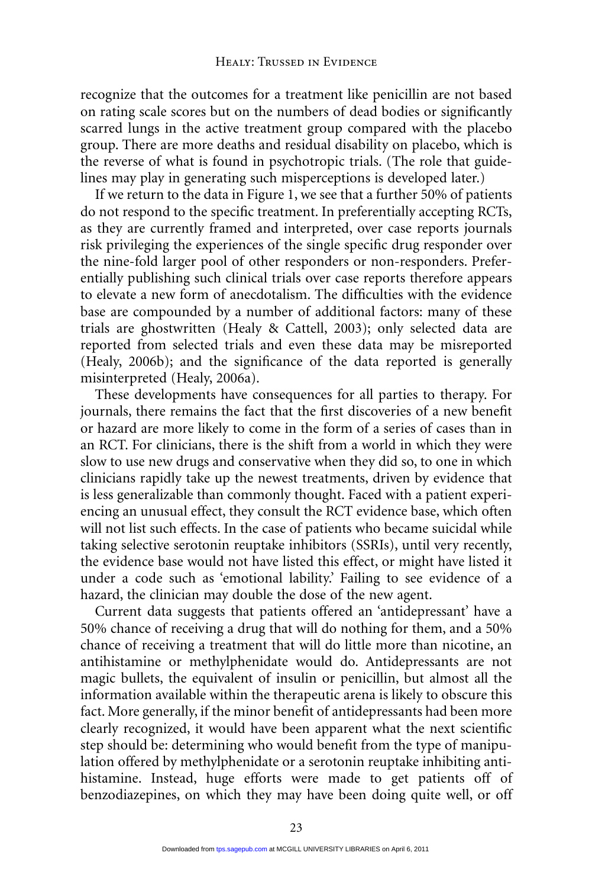recognize that the outcomes for a treatment like penicillin are not based on rating scale scores but on the numbers of dead bodies or significantly scarred lungs in the active treatment group compared with the placebo group. There are more deaths and residual disability on placebo, which is the reverse of what is found in psychotropic trials. (The role that guidelines may play in generating such misperceptions is developed later.)

If we return to the data in Figure 1, we see that a further 50% of patients do not respond to the specific treatment. In preferentially accepting RCTs, as they are currently framed and interpreted, over case reports journals risk privileging the experiences of the single specific drug responder over the nine-fold larger pool of other responders or non-responders. Preferentially publishing such clinical trials over case reports therefore appears to elevate a new form of anecdotalism. The difficulties with the evidence base are compounded by a number of additional factors: many of these trials are ghostwritten (Healy & Cattell, 2003); only selected data are reported from selected trials and even these data may be misreported (Healy, 2006b); and the significance of the data reported is generally misinterpreted (Healy, 2006a).

These developments have consequences for all parties to therapy. For journals, there remains the fact that the first discoveries of a new benefit or hazard are more likely to come in the form of a series of cases than in an RCT. For clinicians, there is the shift from a world in which they were slow to use new drugs and conservative when they did so, to one in which clinicians rapidly take up the newest treatments, driven by evidence that is less generalizable than commonly thought. Faced with a patient experiencing an unusual effect, they consult the RCT evidence base, which often will not list such effects. In the case of patients who became suicidal while taking selective serotonin reuptake inhibitors (SSRIs), until very recently, the evidence base would not have listed this effect, or might have listed it under a code such as 'emotional lability.' Failing to see evidence of a hazard, the clinician may double the dose of the new agent.

Current data suggests that patients offered an 'antidepressant' have a 50% chance of receiving a drug that will do nothing for them, and a 50% chance of receiving a treatment that will do little more than nicotine, an antihistamine or methylphenidate would do. Antidepressants are not magic bullets, the equivalent of insulin or penicillin, but almost all the information available within the therapeutic arena is likely to obscure this fact. More generally, if the minor benefit of antidepressants had been more clearly recognized, it would have been apparent what the next scientific step should be: determining who would benefit from the type of manipulation offered by methylphenidate or a serotonin reuptake inhibiting antihistamine. Instead, huge efforts were made to get patients off of benzodiazepines, on which they may have been doing quite well, or off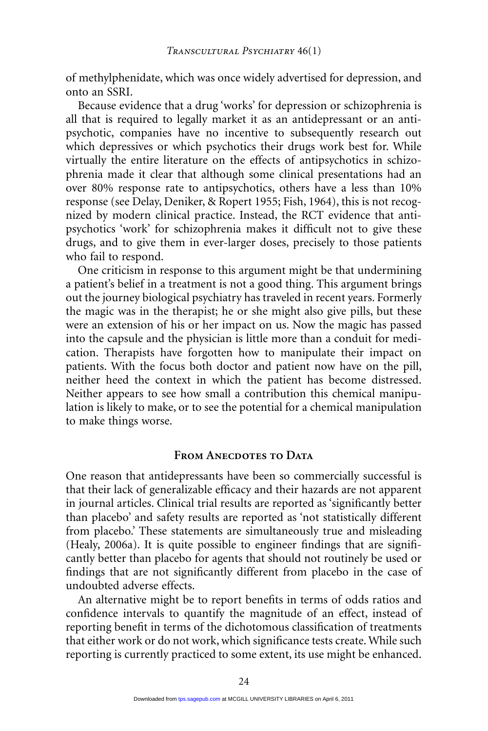of methylphenidate, which was once widely advertised for depression, and onto an SSRI.

Because evidence that a drug 'works' for depression or schizophrenia is all that is required to legally market it as an antidepressant or an antipsychotic, companies have no incentive to subsequently research out which depressives or which psychotics their drugs work best for. While virtually the entire literature on the effects of antipsychotics in schizophrenia made it clear that although some clinical presentations had an over 80% response rate to antipsychotics, others have a less than 10% response (see Delay, Deniker, & Ropert 1955; Fish, 1964), this is not recognized by modern clinical practice. Instead, the RCT evidence that antipsychotics 'work' for schizophrenia makes it difficult not to give these drugs, and to give them in ever-larger doses, precisely to those patients who fail to respond.

One criticism in response to this argument might be that undermining a patient's belief in a treatment is not a good thing. This argument brings out the journey biological psychiatry has traveled in recent years. Formerly the magic was in the therapist; he or she might also give pills, but these were an extension of his or her impact on us. Now the magic has passed into the capsule and the physician is little more than a conduit for medication. Therapists have forgotten how to manipulate their impact on patients. With the focus both doctor and patient now have on the pill, neither heed the context in which the patient has become distressed. Neither appears to see how small a contribution this chemical manipulation is likely to make, or to see the potential for a chemical manipulation to make things worse.

## From Anecdotes to Data

One reason that antidepressants have been so commercially successful is that their lack of generalizable efficacy and their hazards are not apparent in journal articles. Clinical trial results are reported as 'significantly better than placebo' and safety results are reported as 'not statistically different from placebo.' These statements are simultaneously true and misleading (Healy, 2006a). It is quite possible to engineer findings that are significantly better than placebo for agents that should not routinely be used or findings that are not significantly different from placebo in the case of undoubted adverse effects.

An alternative might be to report benefits in terms of odds ratios and confidence intervals to quantify the magnitude of an effect, instead of reporting benefit in terms of the dichotomous classification of treatments that either work or do not work, which significance tests create. While such reporting is currently practiced to some extent, its use might be enhanced.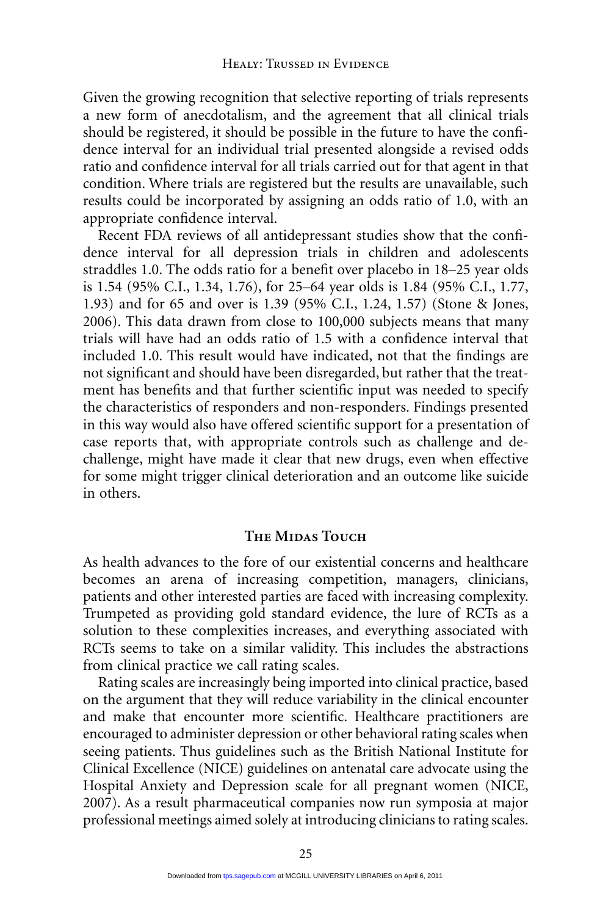Given the growing recognition that selective reporting of trials represents a new form of anecdotalism, and the agreement that all clinical trials should be registered, it should be possible in the future to have the confidence interval for an individual trial presented alongside a revised odds ratio and confidence interval for all trials carried out for that agent in that condition. Where trials are registered but the results are unavailable, such results could be incorporated by assigning an odds ratio of 1.0, with an appropriate confidence interval.

Recent FDA reviews of all antidepressant studies show that the confidence interval for all depression trials in children and adolescents straddles 1.0. The odds ratio for a benefit over placebo in 18–25 year olds is 1.54 (95% C.I., 1.34, 1.76), for 25–64 year olds is 1.84 (95% C.I., 1.77, 1.93) and for 65 and over is 1.39 (95% C.I., 1.24, 1.57) (Stone & Jones, 2006). This data drawn from close to 100,000 subjects means that many trials will have had an odds ratio of 1.5 with a confidence interval that included 1.0. This result would have indicated, not that the findings are not significant and should have been disregarded, but rather that the treatment has benefits and that further scientific input was needed to specify the characteristics of responders and non-responders. Findings presented in this way would also have offered scientific support for a presentation of case reports that, with appropriate controls such as challenge and dechallenge, might have made it clear that new drugs, even when effective for some might trigger clinical deterioration and an outcome like suicide in others.

## The Midas Touch

As health advances to the fore of our existential concerns and healthcare becomes an arena of increasing competition, managers, clinicians, patients and other interested parties are faced with increasing complexity. Trumpeted as providing gold standard evidence, the lure of RCTs as a solution to these complexities increases, and everything associated with RCTs seems to take on a similar validity. This includes the abstractions from clinical practice we call rating scales.

Rating scales are increasingly being imported into clinical practice, based on the argument that they will reduce variability in the clinical encounter and make that encounter more scientific. Healthcare practitioners are encouraged to administer depression or other behavioral rating scales when seeing patients. Thus guidelines such as the British National Institute for Clinical Excellence (NICE) guidelines on antenatal care advocate using the Hospital Anxiety and Depression scale for all pregnant women (NICE, 2007). As a result pharmaceutical companies now run symposia at major professional meetings aimed solely at introducing clinicians to rating scales.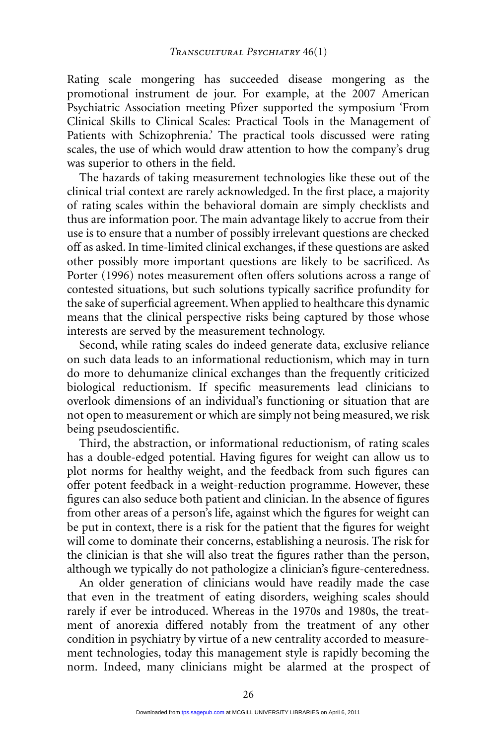Rating scale mongering has succeeded disease mongering as the promotional instrument de jour. For example, at the 2007 American Psychiatric Association meeting Pfizer supported the symposium 'From Clinical Skills to Clinical Scales: Practical Tools in the Management of Patients with Schizophrenia.' The practical tools discussed were rating scales, the use of which would draw attention to how the company's drug was superior to others in the field.

The hazards of taking measurement technologies like these out of the clinical trial context are rarely acknowledged. In the first place, a majority of rating scales within the behavioral domain are simply checklists and thus are information poor. The main advantage likely to accrue from their use is to ensure that a number of possibly irrelevant questions are checked off as asked. In time-limited clinical exchanges, if these questions are asked other possibly more important questions are likely to be sacrificed. As Porter (1996) notes measurement often offers solutions across a range of contested situations, but such solutions typically sacrifice profundity for the sake of superficial agreement. When applied to healthcare this dynamic means that the clinical perspective risks being captured by those whose interests are served by the measurement technology.

Second, while rating scales do indeed generate data, exclusive reliance on such data leads to an informational reductionism, which may in turn do more to dehumanize clinical exchanges than the frequently criticized biological reductionism. If specific measurements lead clinicians to overlook dimensions of an individual's functioning or situation that are not open to measurement or which are simply not being measured, we risk being pseudoscientific.

Third, the abstraction, or informational reductionism, of rating scales has a double-edged potential. Having figures for weight can allow us to plot norms for healthy weight, and the feedback from such figures can offer potent feedback in a weight-reduction programme. However, these figures can also seduce both patient and clinician. In the absence of figures from other areas of a person's life, against which the figures for weight can be put in context, there is a risk for the patient that the figures for weight will come to dominate their concerns, establishing a neurosis. The risk for the clinician is that she will also treat the figures rather than the person, although we typically do not pathologize a clinician's figure-centeredness.

An older generation of clinicians would have readily made the case that even in the treatment of eating disorders, weighing scales should rarely if ever be introduced. Whereas in the 1970s and 1980s, the treatment of anorexia differed notably from the treatment of any other condition in psychiatry by virtue of a new centrality accorded to measurement technologies, today this management style is rapidly becoming the norm. Indeed, many clinicians might be alarmed at the prospect of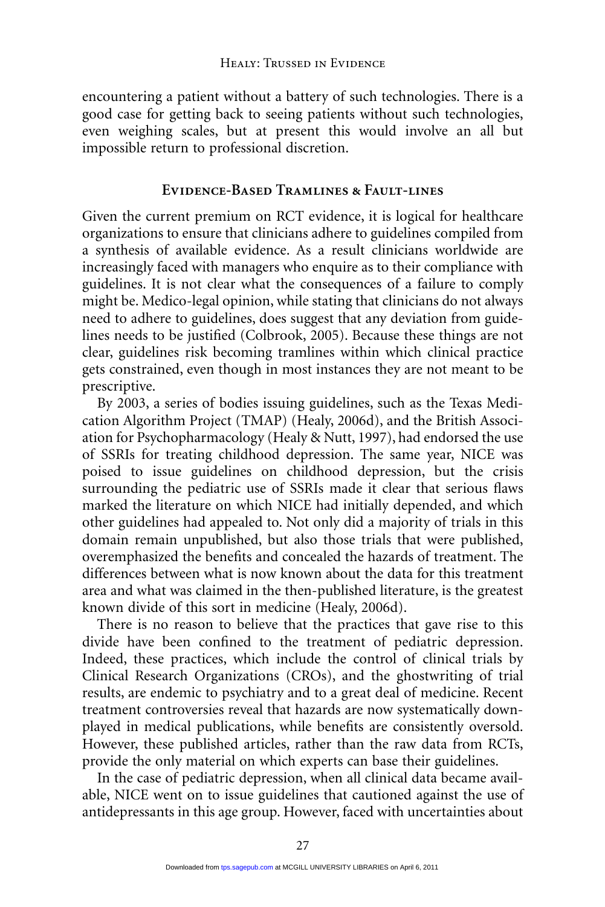encountering a patient without a battery of such technologies. There is a good case for getting back to seeing patients without such technologies, even weighing scales, but at present this would involve an all but impossible return to professional discretion.

## Evidence-Based Tramlines & Fault-lines

Given the current premium on RCT evidence, it is logical for healthcare organizations to ensure that clinicians adhere to guidelines compiled from a synthesis of available evidence. As a result clinicians worldwide are increasingly faced with managers who enquire as to their compliance with guidelines. It is not clear what the consequences of a failure to comply might be. Medico-legal opinion, while stating that clinicians do not always need to adhere to guidelines, does suggest that any deviation from guidelines needs to be justified (Colbrook, 2005). Because these things are not clear, guidelines risk becoming tramlines within which clinical practice gets constrained, even though in most instances they are not meant to be prescriptive.

By 2003, a series of bodies issuing guidelines, such as the Texas Medication Algorithm Project (TMAP) (Healy, 2006d), and the British Association for Psychopharmacology (Healy & Nutt, 1997), had endorsed the use of SSRIs for treating childhood depression. The same year, NICE was poised to issue guidelines on childhood depression, but the crisis surrounding the pediatric use of SSRIs made it clear that serious flaws marked the literature on which NICE had initially depended, and which other guidelines had appealed to. Not only did a majority of trials in this domain remain unpublished, but also those trials that were published, overemphasized the benefits and concealed the hazards of treatment. The differences between what is now known about the data for this treatment area and what was claimed in the then-published literature, is the greatest known divide of this sort in medicine (Healy, 2006d).

There is no reason to believe that the practices that gave rise to this divide have been confined to the treatment of pediatric depression. Indeed, these practices, which include the control of clinical trials by Clinical Research Organizations (CROs), and the ghostwriting of trial results, are endemic to psychiatry and to a great deal of medicine. Recent treatment controversies reveal that hazards are now systematically downplayed in medical publications, while benefits are consistently oversold. However, these published articles, rather than the raw data from RCTs, provide the only material on which experts can base their guidelines.

In the case of pediatric depression, when all clinical data became available, NICE went on to issue guidelines that cautioned against the use of antidepressants in this age group. However, faced with uncertainties about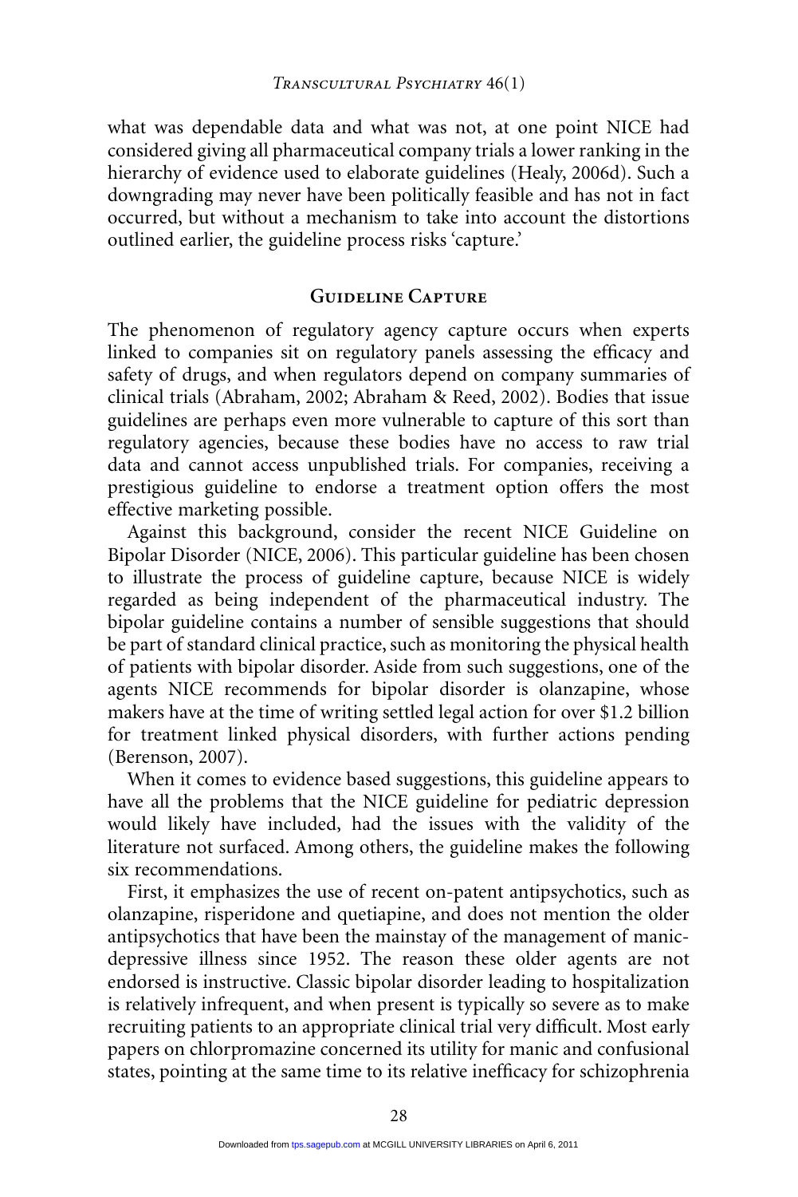what was dependable data and what was not, at one point NICE had considered giving all pharmaceutical company trials a lower ranking in the hierarchy of evidence used to elaborate guidelines (Healy, 2006d). Such a downgrading may never have been politically feasible and has not in fact occurred, but without a mechanism to take into account the distortions outlined earlier, the guideline process risks 'capture.'

## Guideline Capture

The phenomenon of regulatory agency capture occurs when experts linked to companies sit on regulatory panels assessing the efficacy and safety of drugs, and when regulators depend on company summaries of clinical trials (Abraham, 2002; Abraham & Reed, 2002). Bodies that issue guidelines are perhaps even more vulnerable to capture of this sort than regulatory agencies, because these bodies have no access to raw trial data and cannot access unpublished trials. For companies, receiving a prestigious guideline to endorse a treatment option offers the most effective marketing possible.

Against this background, consider the recent NICE Guideline on Bipolar Disorder (NICE, 2006). This particular guideline has been chosen to illustrate the process of guideline capture, because NICE is widely regarded as being independent of the pharmaceutical industry. The bipolar guideline contains a number of sensible suggestions that should be part of standard clinical practice, such as monitoring the physical health of patients with bipolar disorder. Aside from such suggestions, one of the agents NICE recommends for bipolar disorder is olanzapine, whose makers have at the time of writing settled legal action for over $1.2 billion for treatment linked physical disorders, with further actions pending (Berenson, 2007).

When it comes to evidence based suggestions, this guideline appears to have all the problems that the NICE guideline for pediatric depression would likely have included, had the issues with the validity of the literature not surfaced. Among others, the guideline makes the following six recommendations.

First, it emphasizes the use of recent on-patent antipsychotics, such as olanzapine, risperidone and quetiapine, and does not mention the older antipsychotics that have been the mainstay of the management of manic-depressive illness since 1952. The reason these older agents are not endorsed is instructive. Classic bipolar disorder leading to hospitalization is relatively infrequent, and when present is typically so severe as to make recruiting patients to an appropriate clinical trial very difficult. Most early papers on chlorpromazine concerned its utility for manic and confusional states, pointing at the same time to its relative inefficacy for schizophrenia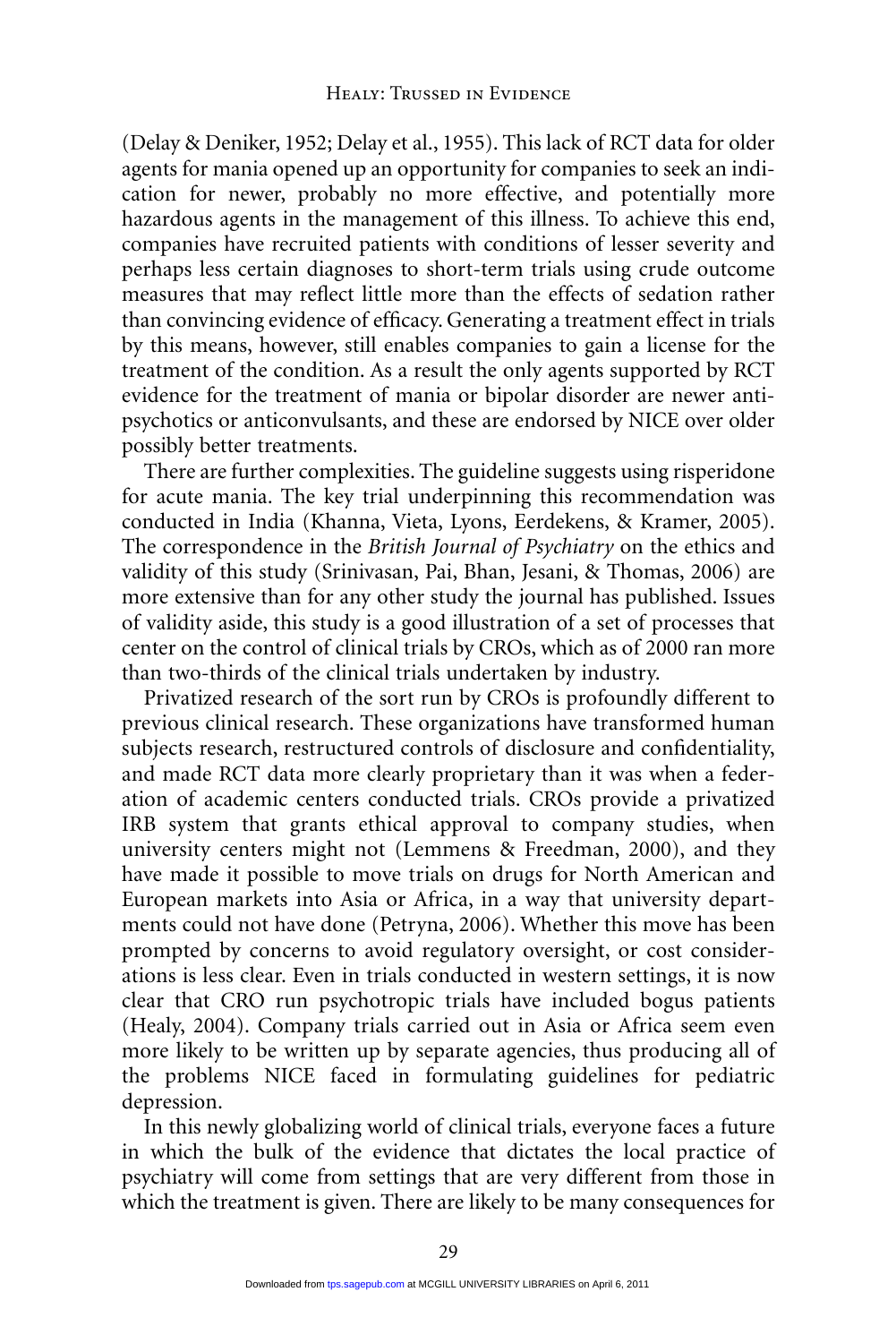(Delay & Deniker, 1952; Delay et al., 1955). This lack of RCT data for older agents for mania opened up an opportunity for companies to seek an indication for newer, probably no more effective, and potentially more hazardous agents in the management of this illness. To achieve this end, companies have recruited patients with conditions of lesser severity and perhaps less certain diagnoses to short-term trials using crude outcome measures that may reflect little more than the effects of sedation rather than convincing evidence of efficacy. Generating a treatment effect in trials by this means, however, still enables companies to gain a license for the treatment of the condition. As a result the only agents supported by RCT evidence for the treatment of mania or bipolar disorder are newer antipsychotics or anticonvulsants, and these are endorsed by NICE over older possibly better treatments.

There are further complexities. The guideline suggests using risperidone for acute mania. The key trial underpinning this recommendation was conducted in India (Khanna, Vieta, Lyons, Eerdekens, & Kramer, 2005). The correspondence in the *British Journal of Psychiatry* on the ethics and validity of this study (Srinivasan, Pai, Bhan, Jesani, & Thomas, 2006) are more extensive than for any other study the journal has published. Issues of validity aside, this study is a good illustration of a set of processes that center on the control of clinical trials by CROs, which as of 2000 ran more than two-thirds of the clinical trials undertaken by industry.

Privatized research of the sort run by CROs is profoundly different to previous clinical research. These organizations have transformed human subjects research, restructured controls of disclosure and confidentiality, and made RCT data more clearly proprietary than it was when a federation of academic centers conducted trials. CROs provide a privatized IRB system that grants ethical approval to company studies, when university centers might not (Lemmens & Freedman, 2000), and they have made it possible to move trials on drugs for North American and European markets into Asia or Africa, in a way that university departments could not have done (Petryna, 2006). Whether this move has been prompted by concerns to avoid regulatory oversight, or cost considerations is less clear. Even in trials conducted in western settings, it is now clear that CRO run psychotropic trials have included bogus patients (Healy, 2004). Company trials carried out in Asia or Africa seem even more likely to be written up by separate agencies, thus producing all of the problems NICE faced in formulating guidelines for pediatric depression.

In this newly globalizing world of clinical trials, everyone faces a future in which the bulk of the evidence that dictates the local practice of psychiatry will come from settings that are very different from those in which the treatment is given. There are likely to be many consequences for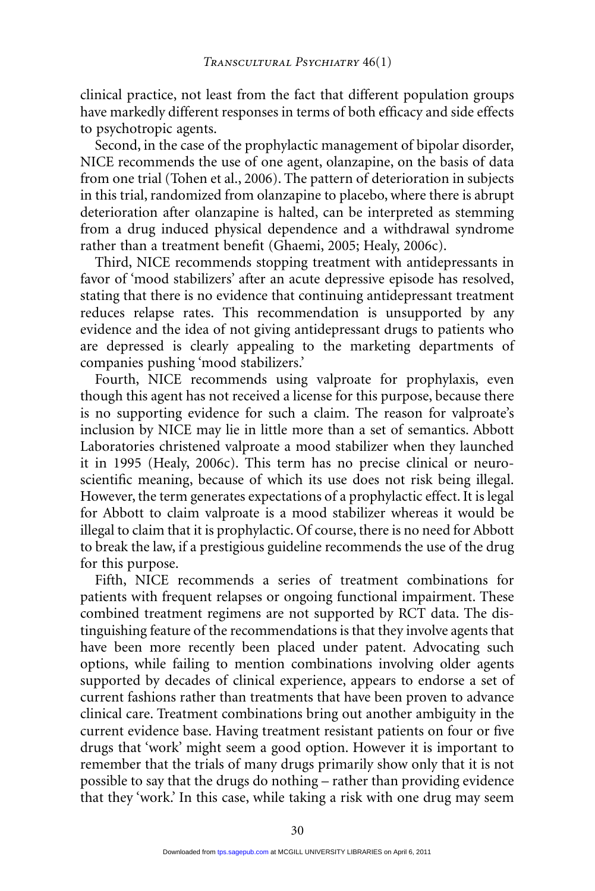clinical practice, not least from the fact that different population groups have markedly different responses in terms of both efficacy and side effects to psychotropic agents.

Second, in the case of the prophylactic management of bipolar disorder, NICE recommends the use of one agent, olanzapine, on the basis of data from one trial (Tohen et al., 2006). The pattern of deterioration in subjects in this trial, randomized from olanzapine to placebo, where there is abrupt deterioration after olanzapine is halted, can be interpreted as stemming from a drug induced physical dependence and a withdrawal syndrome rather than a treatment benefit (Ghaemi, 2005; Healy, 2006c).

Third, NICE recommends stopping treatment with antidepressants in favor of 'mood stabilizers' after an acute depressive episode has resolved, stating that there is no evidence that continuing antidepressant treatment reduces relapse rates. This recommendation is unsupported by any evidence and the idea of not giving antidepressant drugs to patients who are depressed is clearly appealing to the marketing departments of companies pushing 'mood stabilizers.'

Fourth, NICE recommends using valproate for prophylaxis, even though this agent has not received a license for this purpose, because there is no supporting evidence for such a claim. The reason for valproate's inclusion by NICE may lie in little more than a set of semantics. Abbott Laboratories christened valproate a mood stabilizer when they launched it in 1995 (Healy, 2006c). This term has no precise clinical or neuroscientific meaning, because of which its use does not risk being illegal. However, the term generates expectations of a prophylactic effect. It is legal for Abbott to claim valproate is a mood stabilizer whereas it would be illegal to claim that it is prophylactic. Of course, there is no need for Abbott to break the law, if a prestigious guideline recommends the use of the drug for this purpose.

Fifth, NICE recommends a series of treatment combinations for patients with frequent relapses or ongoing functional impairment. These combined treatment regimens are not supported by RCT data. The distinguishing feature of the recommendations is that they involve agents that have been more recently been placed under patent. Advocating such options, while failing to mention combinations involving older agents supported by decades of clinical experience, appears to endorse a set of current fashions rather than treatments that have been proven to advance clinical care. Treatment combinations bring out another ambiguity in the current evidence base. Having treatment resistant patients on four or five drugs that 'work' might seem a good option. However it is important to remember that the trials of many drugs primarily show only that it is not possible to say that the drugs do nothing – rather than providing evidence that they 'work.' In this case, while taking a risk with one drug may seem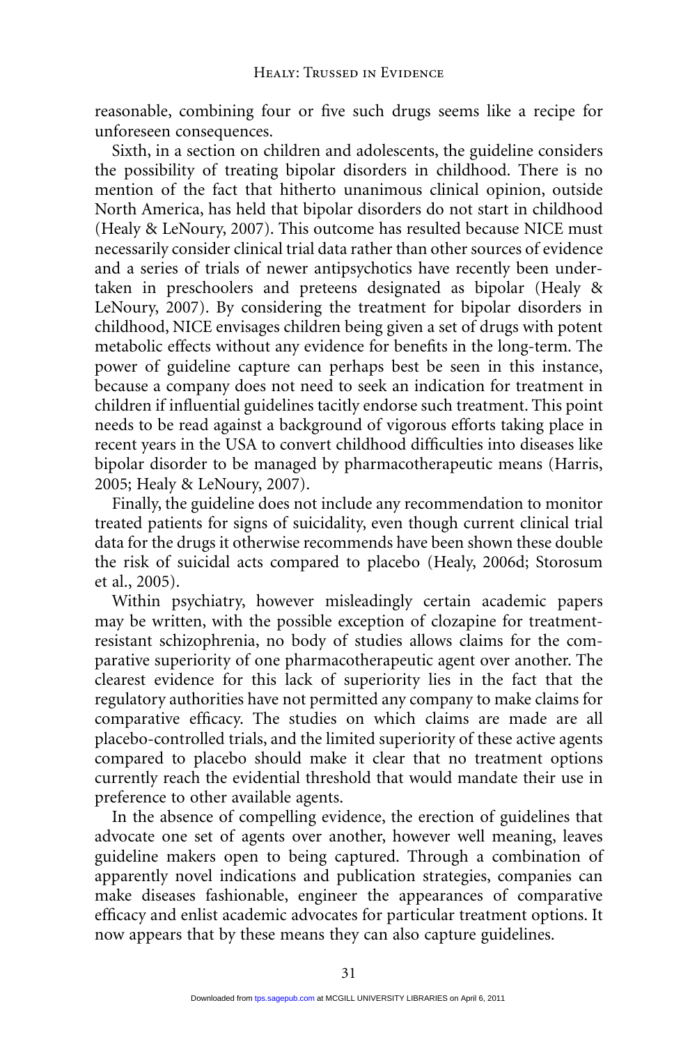reasonable, combining four or five such drugs seems like a recipe for unforeseen consequences.

Sixth, in a section on children and adolescents, the guideline considers the possibility of treating bipolar disorders in childhood. There is no mention of the fact that hitherto unanimous clinical opinion, outside North America, has held that bipolar disorders do not start in childhood (Healy & LeNoury, 2007). This outcome has resulted because NICE must necessarily consider clinical trial data rather than other sources of evidence and a series of trials of newer antipsychotics have recently been undertaken in preschoolers and preteens designated as bipolar (Healy & LeNoury, 2007). By considering the treatment for bipolar disorders in childhood, NICE envisages children being given a set of drugs with potent metabolic effects without any evidence for benefits in the long-term. The power of guideline capture can perhaps best be seen in this instance, because a company does not need to seek an indication for treatment in children if influential guidelines tacitly endorse such treatment. This point needs to be read against a background of vigorous efforts taking place in recent years in the USA to convert childhood difficulties into diseases like bipolar disorder to be managed by pharmacotherapeutic means (Harris, 2005; Healy & LeNoury, 2007).

Finally, the guideline does not include any recommendation to monitor treated patients for signs of suicidality, even though current clinical trial data for the drugs it otherwise recommends have been shown these double the risk of suicidal acts compared to placebo (Healy, 2006d; Storosum et al., 2005).

Within psychiatry, however misleadingly certain academic papers may be written, with the possible exception of clozapine for treatment-resistant schizophrenia, no body of studies allows claims for the comparative superiority of one pharmacotherapeutic agent over another. The clearest evidence for this lack of superiority lies in the fact that the regulatory authorities have not permitted any company to make claims for comparative efficacy. The studies on which claims are made are all placebo-controlled trials, and the limited superiority of these active agents compared to placebo should make it clear that no treatment options currently reach the evidential threshold that would mandate their use in preference to other available agents.

In the absence of compelling evidence, the erection of guidelines that advocate one set of agents over another, however well meaning, leaves guideline makers open to being captured. Through a combination of apparently novel indications and publication strategies, companies can make diseases fashionable, engineer the appearances of comparative efficacy and enlist academic advocates for particular treatment options. It now appears that by these means they can also capture guidelines.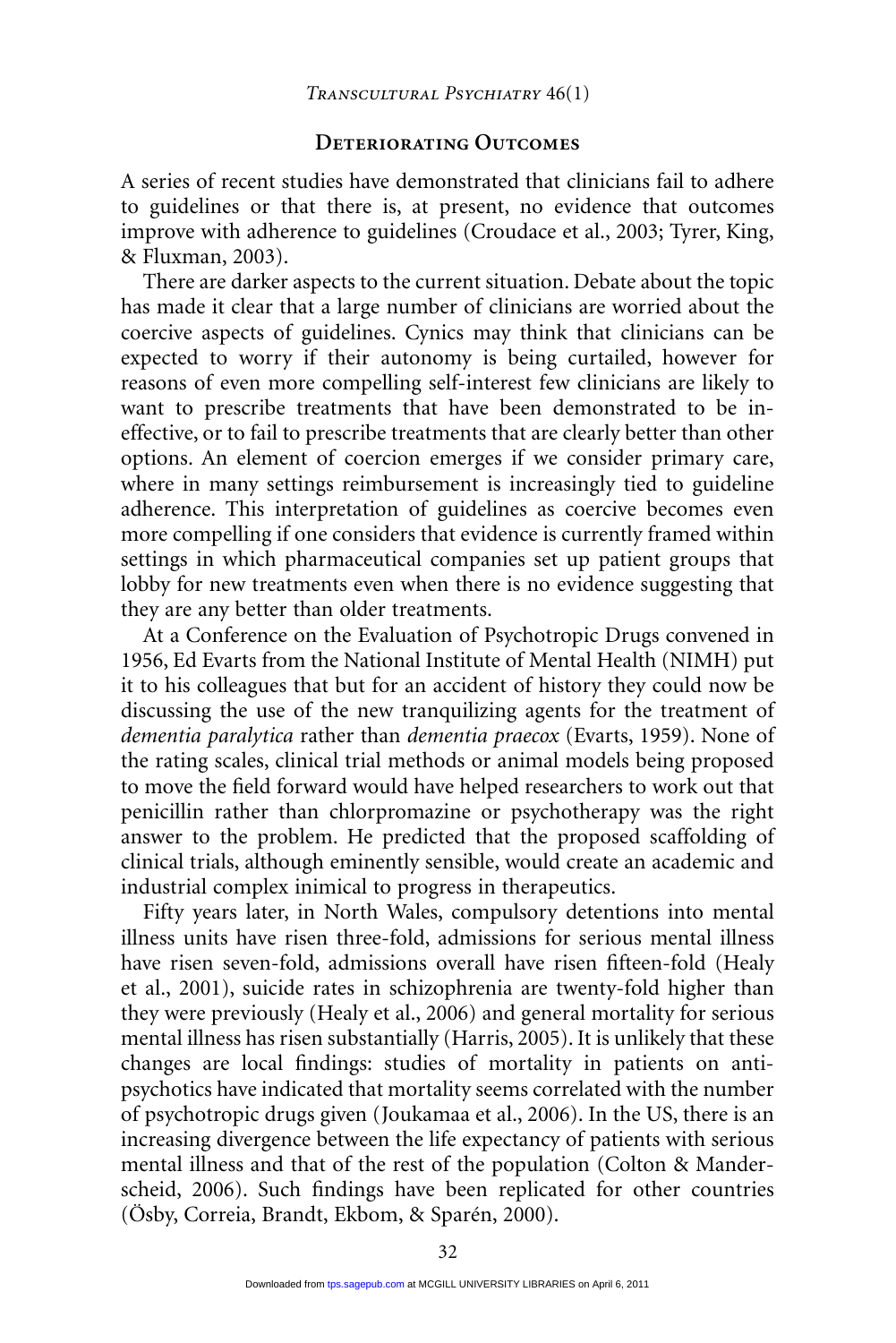## Deteriorating Outcomes

A series of recent studies have demonstrated that clinicians fail to adhere to guidelines or that there is, at present, no evidence that outcomes improve with adherence to guidelines (Croudace et al., 2003; Tyrer, King, & Fluxman, 2003).

There are darker aspects to the current situation. Debate about the topic has made it clear that a large number of clinicians are worried about the coercive aspects of guidelines. Cynics may think that clinicians can be expected to worry if their autonomy is being curtailed, however for reasons of even more compelling self-interest few clinicians are likely to want to prescribe treatments that have been demonstrated to be ineffective, or to fail to prescribe treatments that are clearly better than other options. An element of coercion emerges if we consider primary care, where in many settings reimbursement is increasingly tied to guideline adherence. This interpretation of guidelines as coercive becomes even more compelling if one considers that evidence is currently framed within settings in which pharmaceutical companies set up patient groups that lobby for new treatments even when there is no evidence suggesting that they are any better than older treatments.

At a Conference on the Evaluation of Psychotropic Drugs convened in 1956, Ed Evarts from the National Institute of Mental Health (NIMH) put it to his colleagues that but for an accident of history they could now be discussing the use of the new tranquilizing agents for the treatment of *dementia paralytica* rather than *dementia praecox* (Evarts, 1959). None of the rating scales, clinical trial methods or animal models being proposed to move the field forward would have helped researchers to work out that penicillin rather than chlorpromazine or psychotherapy was the right answer to the problem. He predicted that the proposed scaffolding of clinical trials, although eminently sensible, would create an academic and industrial complex inimical to progress in therapeutics.

Fifty years later, in North Wales, compulsory detentions into mental illness units have risen three-fold, admissions for serious mental illness have risen seven-fold, admissions overall have risen fifteen-fold (Healy et al., 2001), suicide rates in schizophrenia are twenty-fold higher than they were previously (Healy et al., 2006) and general mortality for serious mental illness has risen substantially (Harris, 2005). It is unlikely that these changes are local findings: studies of mortality in patients on antipsychotics have indicated that mortality seems correlated with the number of psychotropic drugs given (Joukamaa et al., 2006). In the US, there is an increasing divergence between the life expectancy of patients with serious mental illness and that of the rest of the population (Colton & Manderscheid, 2006). Such findings have been replicated for other countries (Ösby, Correia, Brandt, Ekbom, & Sparén, 2000).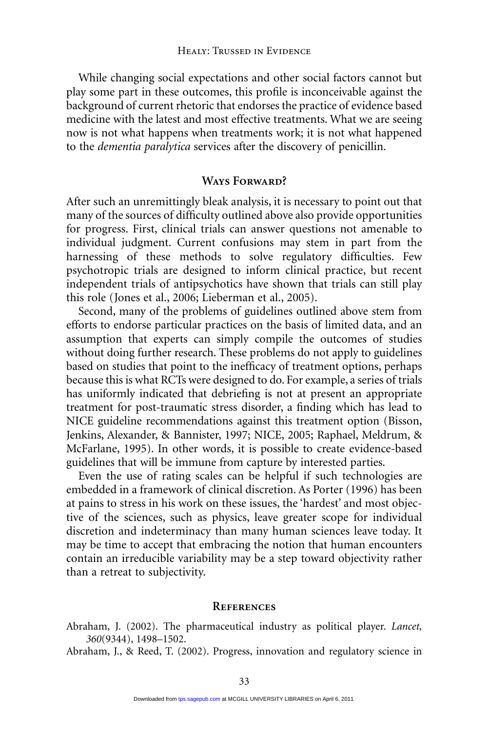While changing social expectations and other social factors cannot but play some part in these outcomes, this profile is inconceivable against the background of current rhetoric that endorses the practice of evidence based medicine with the latest and most effective treatments. What we are seeing now is not what happens when treatments work; it is not what happened to the *dementia paralytica* services after the discovery of penicillin.

## Ways Forward?

After such an unremittingly bleak analysis, it is necessary to point out that many of the sources of difficulty outlined above also provide opportunities for progress. First, clinical trials can answer questions not amenable to individual judgment. Current confusions may stem in part from the harnessing of these methods to solve regulatory difficulties. Few psychotropic trials are designed to inform clinical practice, but recent independent trials of antipsychotics have shown that trials can still play this role (Jones et al., 2006; Lieberman et al., 2005).

Second, many of the problems of guidelines outlined above stem from efforts to endorse particular practices on the basis of limited data, and an assumption that experts can simply compile the outcomes of studies without doing further research. These problems do not apply to guidelines based on studies that point to the inefficacy of treatment options, perhaps because this is what RCTs were designed to do. For example, a series of trials has uniformly indicated that debriefing is not at present an appropriate treatment for post-traumatic stress disorder, a finding which has lead to NICE guideline recommendations against this treatment option (Bisson, Jenkins, Alexander, & Bannister, 1997; NICE, 2005; Raphael, Meldrum, & McFarlane, 1995). In other words, it is possible to create evidence-based guidelines that will be immune from capture by interested parties.

Even the use of rating scales can be helpful if such technologies are embedded in a framework of clinical discretion. As Porter (1996) has been at pains to stress in his work on these issues, the 'hardest' and most objective of the sciences, such as physics, leave greater scope for individual discretion and indeterminacy than many human sciences leave today. It may be time to accept that embracing the notion that human encounters contain an irreducible variability may be a step toward objectivity rather than a retreat to subjectivity.

## References

Abraham, J. (2002). The pharmaceutical industry as political player. *Lancet, 360*(9344), 1498–1502.

Abraham, J., & Reed, T. (2002). Progress, innovation and regulatory science in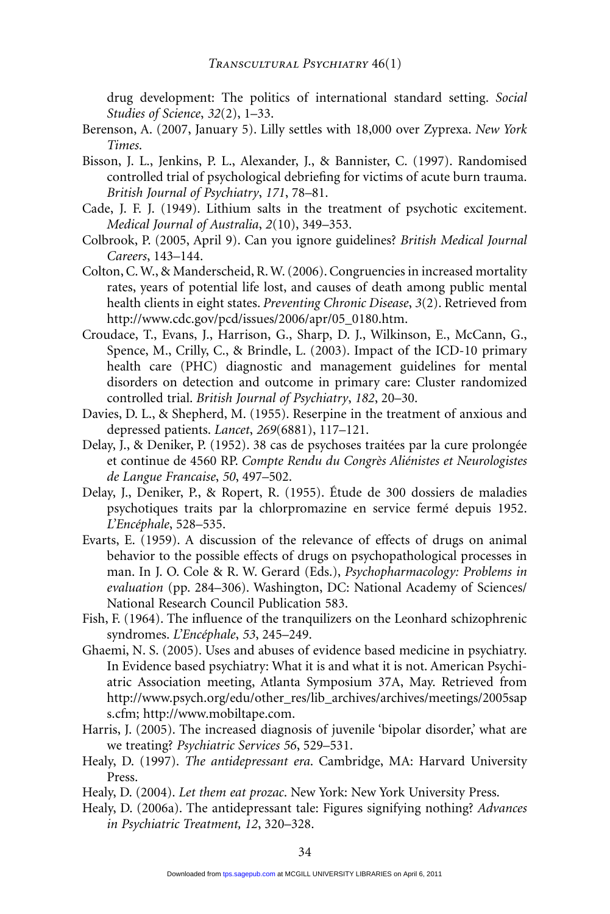drug development: The politics of international standard setting. *Social Studies of Science*, *32*(2), 1–33.

Berenson, A. (2007, January 5). Lilly settles with 18,000 over Zyprexa. *New York Times*.

Bisson, J. L., Jenkins, P. L., Alexander, J., & Bannister, C. (1997). Randomised controlled trial of psychological debriefing for victims of acute burn trauma. *British Journal of Psychiatry*, *171*, 78–81.

Cade, J. F. J. (1949). Lithium salts in the treatment of psychotic excitement. *Medical Journal of Australia*, *2*(10), 349–353.

Colbrook, P. (2005, April 9). Can you ignore guidelines? *British Medical Journal Careers*, 143–144.

Colton, C. W., & Manderscheid, R. W. (2006). Congruencies in increased mortality rates, years of potential life lost, and causes of death among public mental health clients in eight states. *Preventing Chronic Disease*, *3*(2). Retrieved from http://www.cdc.gov/pcd/issues/2006/apr/05_0180.htm.

Croudace, T., Evans, J., Harrison, G., Sharp, D. J., Wilkinson, E., McCann, G., Spence, M., Crilly, C., & Brindle, L. (2003). Impact of the ICD-10 primary health care (PHC) diagnostic and management guidelines for mental disorders on detection and outcome in primary care: Cluster randomized controlled trial. *British Journal of Psychiatry*, *182*, 20–30.

Davies, D. L., & Shepherd, M. (1955). Reserpine in the treatment of anxious and depressed patients. *Lancet*, *269*(6881), 117–121.

Delay, J., & Deniker, P. (1952). 38 cas de psychoses traitées par la cure prolongée et continue de 4560 RP. *Compte Rendu du Congrès Aliénistes et Neurologistes de Langue Francaise*, *50*, 497–502.

Delay, J., Deniker, P., & Ropert, R. (1955). Étude de 300 dossiers de maladies psychotiques traits par la chlorpromazine en service fermé depuis 1952. *L'Encéphale*, 528–535.

Evarts, E. (1959). A discussion of the relevance of effects of drugs on animal behavior to the possible effects of drugs on psychopathological processes in man. In J. O. Cole & R. W. Gerard (Eds.), *Psychopharmacology: Problems in evaluation* (pp. 284–306). Washington, DC: National Academy of Sciences/ National Research Council Publication 583.

Fish, F. (1964). The influence of the tranquilizers on the Leonhard schizophrenic syndromes. *L'Encéphale*, *53*, 245–249.

Ghaemi, N. S. (2005). Uses and abuses of evidence based medicine in psychiatry. In Evidence based psychiatry: What it is and what it is not. American Psychiatric Association meeting, Atlanta Symposium 37A, May. Retrieved from http://www.psych.org/edu/other_res/lib_archives/archives/meetings/2005saps.cfm; http://www.mobiltape.com.

Harris, J. (2005). The increased diagnosis of juvenile 'bipolar disorder,' what are we treating? *Psychiatric Services 56*, 529–531.

Healy, D. (1997). *The antidepressant era*. Cambridge, MA: Harvard University Press.

Healy, D. (2004). *Let them eat prozac*. New York: New York University Press.

Healy, D. (2006a). The antidepressant tale: Figures signifying nothing? *Advances in Psychiatric Treatment, 12*, 320–328.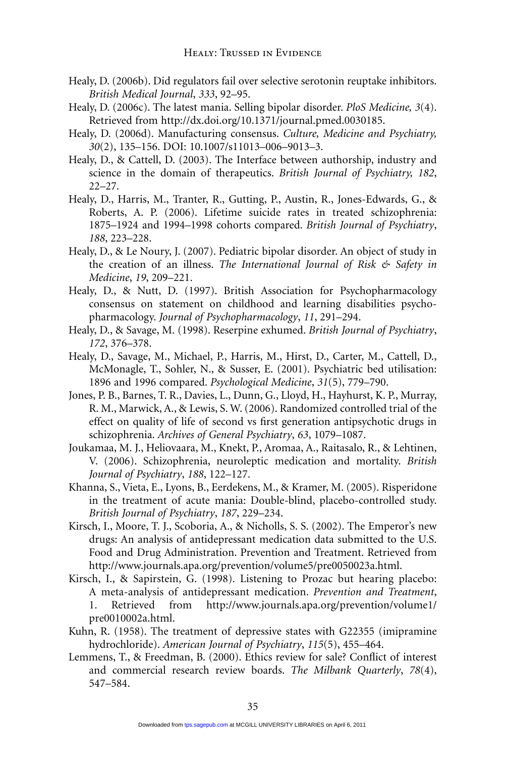Healy, D. (2006b). Did regulators fail over selective serotonin reuptake inhibitors. *British Medical Journal*, *333*, 92–95.

Healy, D. (2006c). The latest mania. Selling bipolar disorder. *PloS Medicine, 3*(4). Retrieved from http://dx.doi.org/10.1371/journal.pmed.0030185.

Healy, D. (2006d). Manufacturing consensus. *Culture, Medicine and Psychiatry, 30*(2), 135–156. DOI: 10.1007/s11013–006–9013–3.

Healy, D., & Cattell, D. (2003). The Interface between authorship, industry and science in the domain of therapeutics. *British Journal of Psychiatry, 182*, 22–27.

Healy, D., Harris, M., Tranter, R., Gutting, P., Austin, R., Jones-Edwards, G., & Roberts, A. P. (2006). Lifetime suicide rates in treated schizophrenia: 1875–1924 and 1994–1998 cohorts compared. *British Journal of Psychiatry*, *188*, 223–228.

Healy, D., & Le Noury, J. (2007). Pediatric bipolar disorder. An object of study in the creation of an illness. *The International Journal of Risk & Safety in Medicine*, *19*, 209–221.

Healy, D., & Nutt, D. (1997). British Association for Psychopharmacology consensus on statement on childhood and learning disabilities psychopharmacology. *Journal of Psychopharmacology*, *11*, 291–294.

Healy, D., & Savage, M. (1998). Reserpine exhumed. *British Journal of Psychiatry*, *172*, 376–378.

Healy, D., Savage, M., Michael, P., Harris, M., Hirst, D., Carter, M., Cattell, D., McMonagle, T., Sohler, N., & Susser, E. (2001). Psychiatric bed utilisation: 1896 and 1996 compared. *Psychological Medicine*, *31*(5), 779–790.

Jones, P. B., Barnes, T. R., Davies, L., Dunn, G., Lloyd, H., Hayhurst, K. P., Murray, R. M., Marwick, A., & Lewis, S. W. (2006). Randomized controlled trial of the effect on quality of life of second vs first generation antipsychotic drugs in schizophrenia. *Archives of General Psychiatry*, *63*, 1079–1087.

Joukamaa, M. J., Heliovaara, M., Knekt, P., Aromaa, A., Raitasalo, R., & Lehtinen, V. (2006). Schizophrenia, neuroleptic medication and mortality. *British Journal of Psychiatry*, *188*, 122–127.

Khanna, S., Vieta, E., Lyons, B., Eerdekens, M., & Kramer, M. (2005). Risperidone in the treatment of acute mania: Double-blind, placebo-controlled study. *British Journal of Psychiatry*, *187*, 229–234.

Kirsch, I., Moore, T. J., Scoboria, A., & Nicholls, S. S. (2002). The Emperor's new drugs: An analysis of antidepressant medication data submitted to the U.S. Food and Drug Administration. Prevention and Treatment. Retrieved from http://www.journals.apa.org/prevention/volume5/pre0050023a.html.

Kirsch, I., & Sapirstein, G. (1998). Listening to Prozac but hearing placebo: A meta-analysis of antidepressant medication. *Prevention and Treatment*, 1. Retrieved from http://www.journals.apa.org/prevention/volume1/pre0010002a.html.

Kuhn, R. (1958). The treatment of depressive states with G22355 (imipramine hydrochloride). *American Journal of Psychiatry*, *115*(5), 455–464.

Lemmens, T., & Freedman, B. (2000). Ethics review for sale? Conflict of interest and commercial research review boards. *The Milbank Quarterly*, *78*(4), 547–584.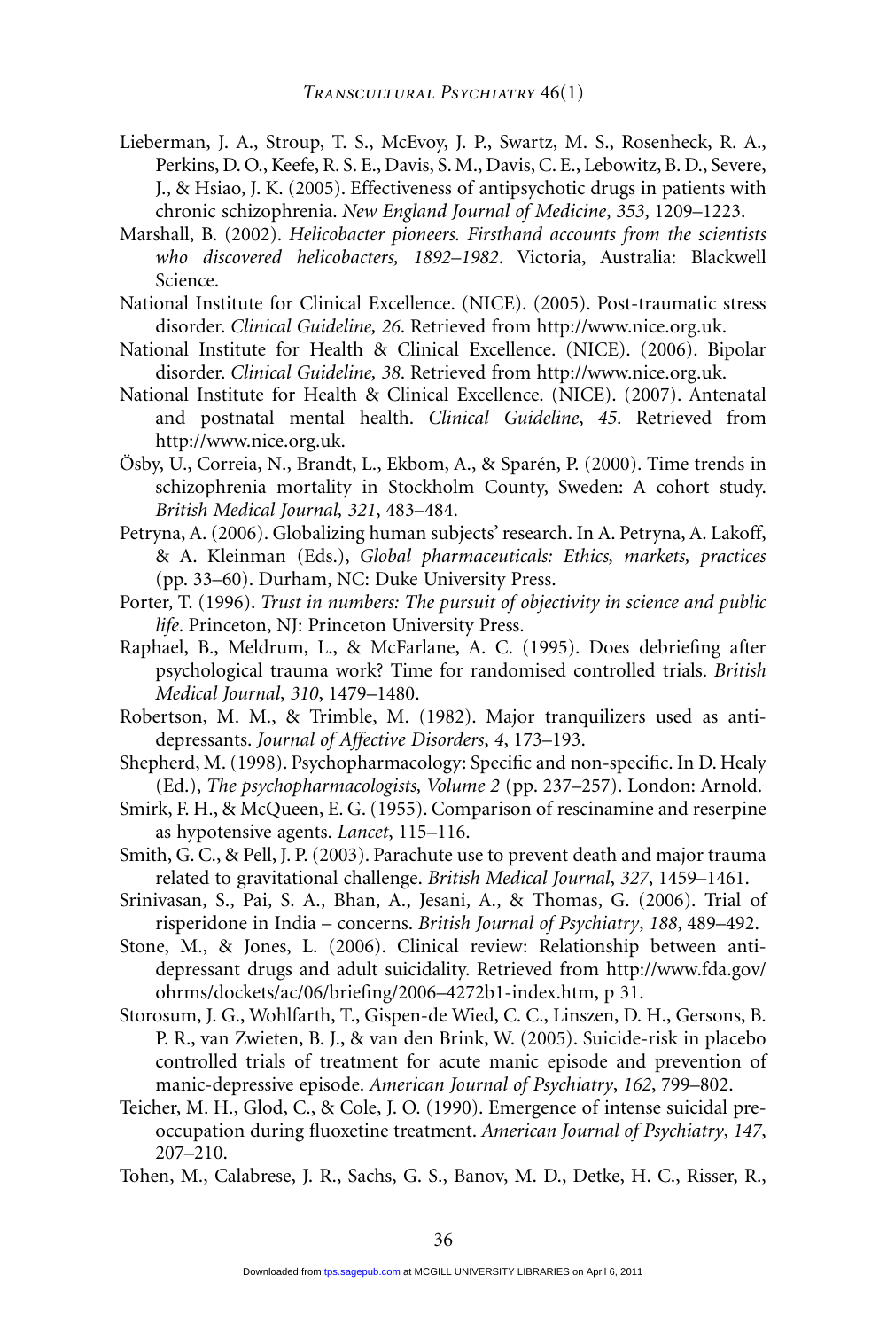Lieberman, J. A., Stroup, T. S., McEvoy, J. P., Swartz, M. S., Rosenheck, R. A., Perkins, D. O., Keefe, R. S. E., Davis, S. M., Davis, C. E., Lebowitz, B. D., Severe, J., & Hsiao, J. K. (2005). Effectiveness of antipsychotic drugs in patients with chronic schizophrenia. *New England Journal of Medicine*, *353*, 1209–1223.

Marshall, B. (2002). *Helicobacter pioneers. Firsthand accounts from the scientists who discovered helicobacters, 1892–1982*. Victoria, Australia: Blackwell Science.

National Institute for Clinical Excellence. (NICE). (2005). Post-traumatic stress disorder. *Clinical Guideline, 26*. Retrieved from http://www.nice.org.uk.

National Institute for Health & Clinical Excellence. (NICE). (2006). Bipolar disorder. *Clinical Guideline, 38*. Retrieved from http://www.nice.org.uk.

National Institute for Health & Clinical Excellence. (NICE). (2007). Antenatal and postnatal mental health. *Clinical Guideline*, *45*. Retrieved from http://www.nice.org.uk.

Ösby, U., Correia, N., Brandt, L., Ekbom, A., & Sparén, P. (2000). Time trends in schizophrenia mortality in Stockholm County, Sweden: A cohort study. *British Medical Journal, 321*, 483–484.

Petryna, A. (2006). Globalizing human subjects' research. In A. Petryna, A. Lakoff, & A. Kleinman (Eds.), *Global pharmaceuticals: Ethics, markets, practices* (pp. 33–60). Durham, NC: Duke University Press.

Porter, T. (1996). *Trust in numbers: The pursuit of objectivity in science and public life*. Princeton, NJ: Princeton University Press.

Raphael, B., Meldrum, L., & McFarlane, A. C. (1995). Does debriefing after psychological trauma work? Time for randomised controlled trials. *British Medical Journal*, *310*, 1479–1480.

Robertson, M. M., & Trimble, M. (1982). Major tranquilizers used as antidepressants. *Journal of Affective Disorders*, *4*, 173–193.

Shepherd, M. (1998). Psychopharmacology: Specific and non-specific. In D. Healy (Ed.), *The psychopharmacologists, Volume 2* (pp. 237–257). London: Arnold.

Smirk, F. H., & McQueen, E. G. (1955). Comparison of rescinamine and reserpine as hypotensive agents. *Lancet*, 115–116.

Smith, G. C., & Pell, J. P. (2003). Parachute use to prevent death and major trauma related to gravitational challenge. *British Medical Journal*, *327*, 1459–1461.

Srinivasan, S., Pai, S. A., Bhan, A., Jesani, A., & Thomas, G. (2006). Trial of risperidone in India – concerns. *British Journal of Psychiatry*, *188*, 489–492.

Stone, M., & Jones, L. (2006). Clinical review: Relationship between antidepressant drugs and adult suicidality. Retrieved from http://www.fda.gov/ohrms/dockets/ac/06/briefing/2006–4272b1-index.htm, p 31.

Storosum, J. G., Wohlfarth, T., Gispen-de Wied, C. C., Linszen, D. H., Gersons, B. P. R., van Zwieten, B. J., & van den Brink, W. (2005). Suicide-risk in placebo controlled trials of treatment for acute manic episode and prevention of manic-depressive episode. *American Journal of Psychiatry*, *162*, 799–802.

Teicher, M. H., Glod, C., & Cole, J. O. (1990). Emergence of intense suicidal preoccupation during fluoxetine treatment. *American Journal of Psychiatry*, *147*, 207–210.

Tohen, M., Calabrese, J. R., Sachs, G. S., Banov, M. D., Detke, H. C., Risser, R.,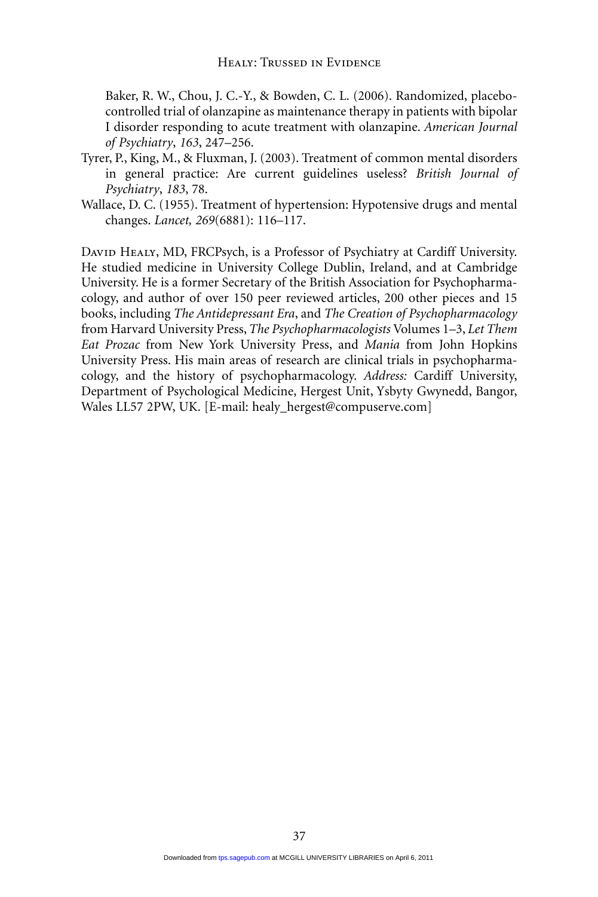Baker, R. W., Chou, J. C.-Y., & Bowden, C. L. (2006). Randomized, placebo-controlled trial of olanzapine as maintenance therapy in patients with bipolar I disorder responding to acute treatment with olanzapine. *American Journal of Psychiatry*, *163*, 247–256.

Tyrer, P., King, M., & Fluxman, J. (2003). Treatment of common mental disorders in general practice: Are current guidelines useless? *British Journal of Psychiatry*, *183*, 78.

Wallace, D. C. (1955). Treatment of hypertension: Hypotensive drugs and mental changes. *Lancet, 269*(6881): 116–117.

David Healy, MD, FRCPsych, is a Professor of Psychiatry at Cardiff University. He studied medicine in University College Dublin, Ireland, and at Cambridge University. He is a former Secretary of the British Association for Psychopharmacology, and author of over 150 peer reviewed articles, 200 other pieces and 15 books, including *The Antidepressant Era*, and *The Creation of Psychopharmacology* from Harvard University Press, *The Psychopharmacologists* Volumes 1–3, *Let Them Eat Prozac* from New York University Press, and *Mania* from John Hopkins University Press. His main areas of research are clinical trials in psychopharmacology, and the history of psychopharmacology. *Address:* Cardiff University, Department of Psychological Medicine, Hergest Unit, Ysbyty Gwynedd, Bangor, Wales LL57 2PW, UK. [E-mail: healy_hergest@compuserve.com]